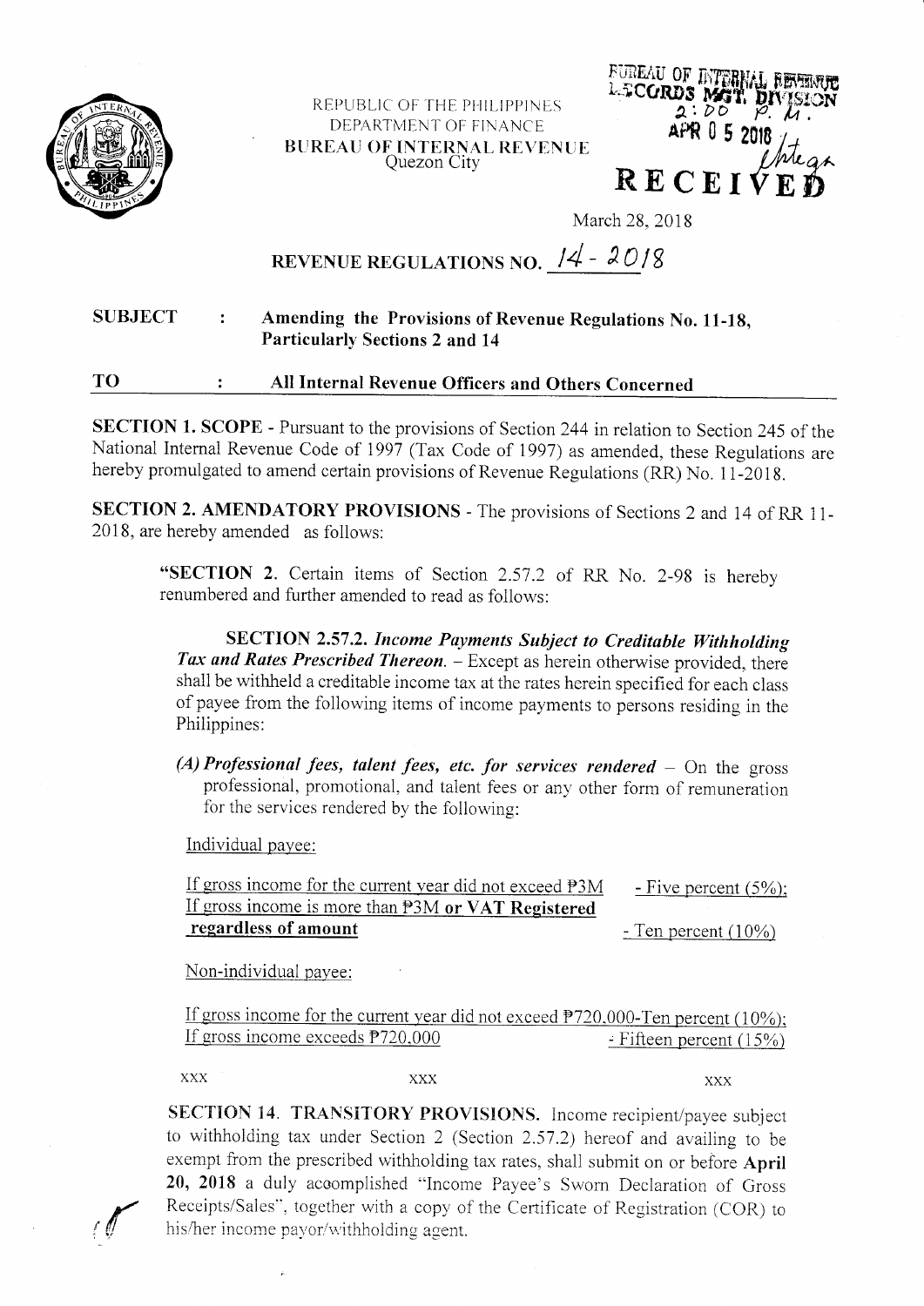REPUBLIC OF THE PHILIPPINES
DEPARTMENT OF FINANCE
**BUREAU OF INTERNAL REVENUE**
Quezon City

BUREAU OF INTERNAL REVENUE
RECORDS MGT. DIVISION
2:00 P.M.
APR 05 2018
RECEIVED

March 28, 2018

# REVENUE REGULATIONS NO. 14-2018

**SUBJECT : Amending the Provisions of Revenue Regulations No. 11-18, Particularly Sections 2 and 14**

**TO : All Internal Revenue Officers and Others Concerned**

**SECTION 1. SCOPE** - Pursuant to the provisions of Section 244 in relation to Section 245 of the National Internal Revenue Code of 1997 (Tax Code of 1997) as amended, these Regulations are hereby promulgated to amend certain provisions of Revenue Regulations (RR) No. 11-2018.

**SECTION 2. AMENDATORY PROVISIONS** - The provisions of Sections 2 and 14 of RR 11-2018, are hereby amended as follows:

> "**SECTION 2.** Certain items of Section 2.57.2 of RR No. 2-98 is hereby renumbered and further amended to read as follows:
>
> **SECTION 2.57.2.** ***Income Payments Subject to Creditable Withholding Tax and Rates Prescribed Thereon.*** – Except as herein otherwise provided, there shall be withheld a creditable income tax at the rates herein specified for each class of payee from the following items of income payments to persons residing in the Philippines:
>
> ***(A) Professional fees, talent fees, etc. for services rendered*** – On the gross professional, promotional, and talent fees or any other form of remuneration for the services rendered by the following:
>
> Individual payee:
>
> If gross income for the current year did not exceed ₱3M - Five percent (5%);
> If gross income is more than ₱3M **or VAT Registered regardless of amount** - Ten percent (10%)
>
> Non-individual payee:
>
> If gross income for the current year did not exceed ₱720,000-Ten percent (10%);
> If gross income exceeds ₱720,000 - Fifteen percent (15%)
>
> xxx xxx xxx
>
> **SECTION 14. TRANSITORY PROVISIONS.** Income recipient/payee subject to withholding tax under Section 2 (Section 2.57.2) hereof and availing to be exempt from the prescribed withholding tax rates, shall submit on or before **April 20, 2018** a duly accomplished "Income Payee's Sworn Declaration of Gross Receipts/Sales", together with a copy of the Certificate of Registration (COR) to his/her income payor/withholding agent.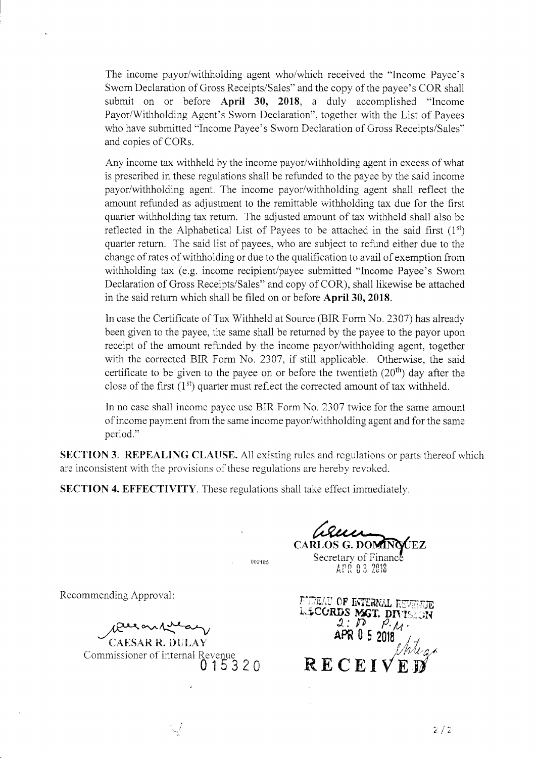The income payor/withholding agent who/which received the "Income Payee's Sworn Declaration of Gross Receipts/Sales" and the copy of the payee's COR shall submit on or before **April 30, 2018**, a duly accomplished "Income Payor/Withholding Agent's Sworn Declaration", together with the List of Payees who have submitted "Income Payee's Sworn Declaration of Gross Receipts/Sales" and copies of CORs.

Any income tax withheld by the income payor/withholding agent in excess of what is prescribed in these regulations shall be refunded to the payee by the said income payor/withholding agent. The income payor/withholding agent shall reflect the amount refunded as adjustment to the remittable withholding tax due for the first quarter withholding tax return. The adjusted amount of tax withheld shall also be reflected in the Alphabetical List of Payees to be attached in the said first (1st) quarter return. The said list of payees, who are subject to refund either due to the change of rates of withholding or due to the qualification to avail of exemption from withholding tax (e.g. income recipient/payee submitted "Income Payee's Sworn Declaration of Gross Receipts/Sales" and copy of COR), shall likewise be attached in the said return which shall be filed on or before **April 30, 2018.**

In case the Certificate of Tax Withheld at Source (BIR Form No. 2307) has already been given to the payee, the same shall be returned by the payee to the payor upon receipt of the amount refunded by the income payor/withholding agent, together with the corrected BIR Form No. 2307, if still applicable. Otherwise, the said certificate to be given to the payee on or before the twentieth (20th) day after the close of the first (1st) quarter must reflect the corrected amount of tax withheld.

In no case shall income payee use BIR Form No. 2307 twice for the same amount of income payment from the same income payor/withholding agent and for the same period."

**SECTION 3. REPEALING CLAUSE.** All existing rules and regulations or parts thereof which are inconsistent with the provisions of these regulations are hereby revoked.

**SECTION 4. EFFECTIVITY**. These regulations shall take effect immediately.

**CARLOS G. DOMINGUEZ**
Secretary of Finance
APR 03 2018

002185

Recommending Approval:

**CAESAR R. DULAY**
Commissioner of Internal Revenue
015320

BUREAU OF INTERNAL REVENUE
RECORDS MGT. DIVISION
2:10 P.M.
APR 05 2018
RECEIVED